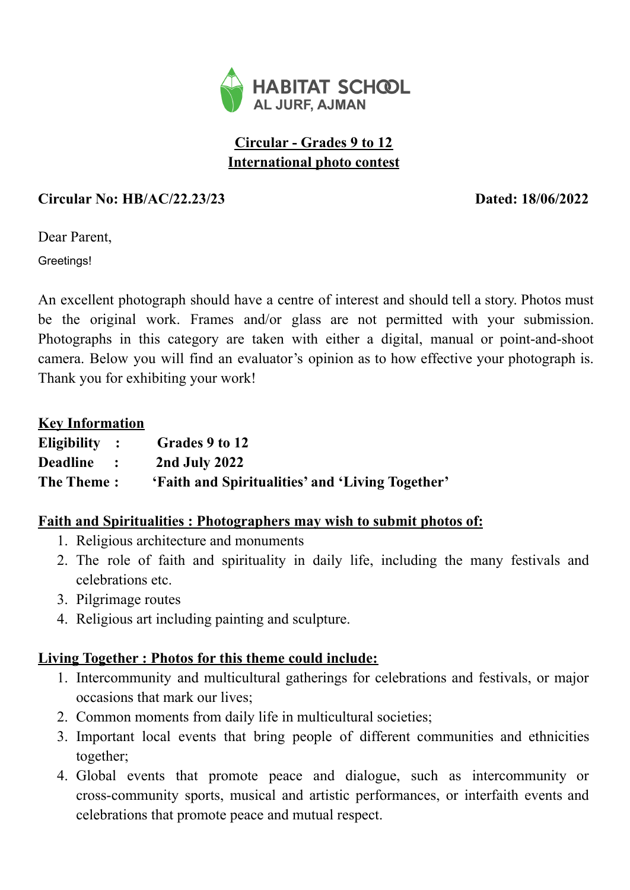HABITAT SCHOOL
AL JURF, AJMAN

**Circular - Grades 9 to 12**
**International photo contest**

**Circular No: HB/AC/22.23/23** **Dated: 18/06/2022**

Dear Parent,

Greetings!

An excellent photograph should have a centre of interest and should tell a story. Photos must be the original work. Frames and/or glass are not permitted with your submission. Photographs in this category are taken with either a digital, manual or point-and-shoot camera. Below you will find an evaluator's opinion as to how effective your photograph is. Thank you for exhibiting your work!

**Key Information**

**Eligibility :** **Grades 9 to 12**
**Deadline :** **2nd July 2022**
**The Theme :** **'Faith and Spiritualities' and 'Living Together'**

**Faith and Spiritualities : Photographers may wish to submit photos of:**

1. Religious architecture and monuments
2. The role of faith and spirituality in daily life, including the many festivals and celebrations etc.
3. Pilgrimage routes
4. Religious art including painting and sculpture.

**Living Together : Photos for this theme could include:**

1. Intercommunity and multicultural gatherings for celebrations and festivals, or major occasions that mark our lives;
2. Common moments from daily life in multicultural societies;
3. Important local events that bring people of different communities and ethnicities together;
4. Global events that promote peace and dialogue, such as intercommunity or cross-community sports, musical and artistic performances, or interfaith events and celebrations that promote peace and mutual respect.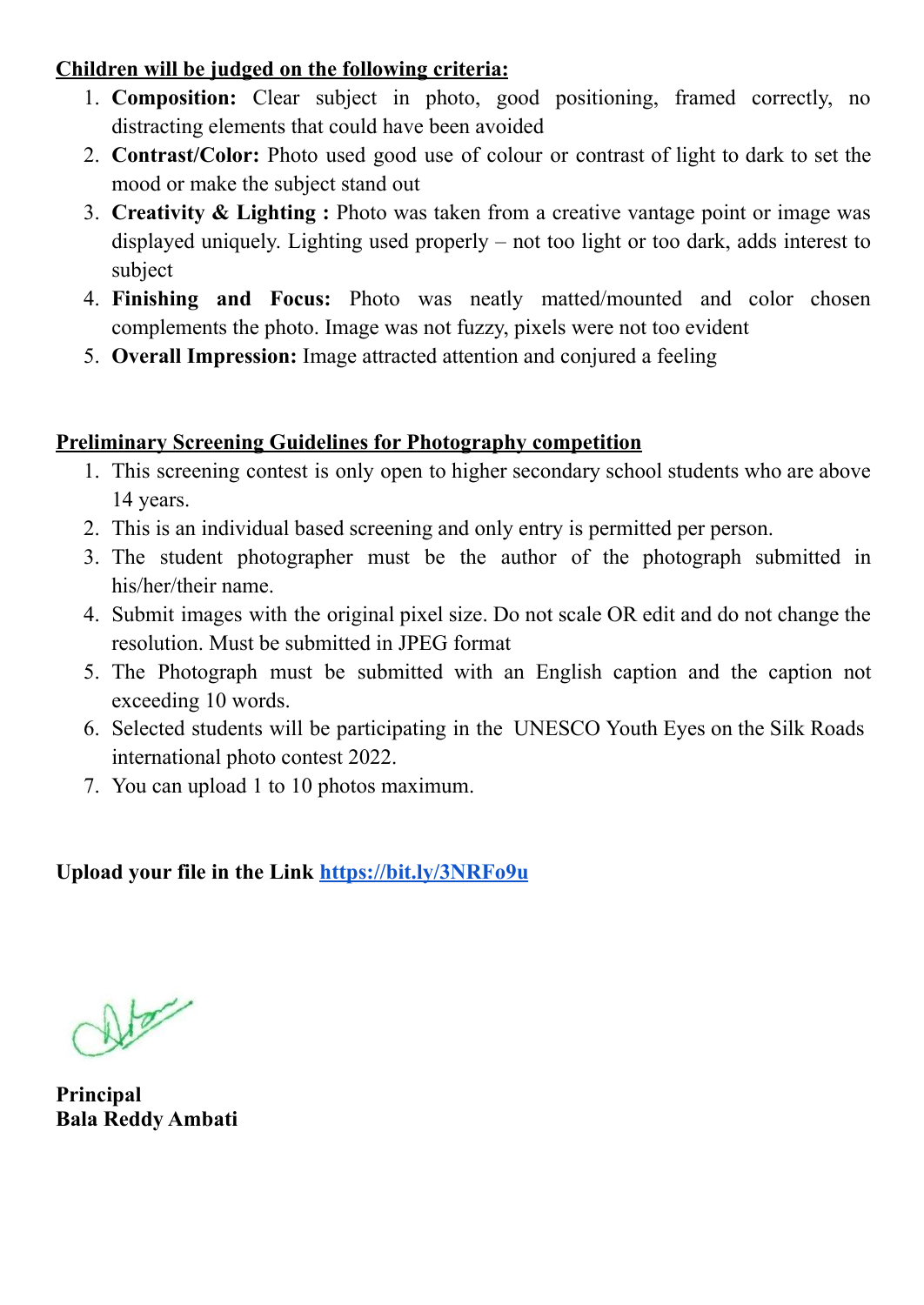**Children will be judged on the following criteria:**

1. **Composition:** Clear subject in photo, good positioning, framed correctly, no distracting elements that could have been avoided
2. **Contrast/Color:** Photo used good use of colour or contrast of light to dark to set the mood or make the subject stand out
3. **Creativity & Lighting :** Photo was taken from a creative vantage point or image was displayed uniquely. Lighting used properly – not too light or too dark, adds interest to subject
4. **Finishing and Focus:** Photo was neatly matted/mounted and color chosen complements the photo. Image was not fuzzy, pixels were not too evident
5. **Overall Impression:** Image attracted attention and conjured a feeling

**Preliminary Screening Guidelines for Photography competition**

1. This screening contest is only open to higher secondary school students who are above 14 years.
2. This is an individual based screening and only entry is permitted per person.
3. The student photographer must be the author of the photograph submitted in his/her/their name.
4. Submit images with the original pixel size. Do not scale OR edit and do not change the resolution. Must be submitted in JPEG format
5. The Photograph must be submitted with an English caption and the caption not exceeding 10 words.
6. Selected students will be participating in the UNESCO Youth Eyes on the Silk Roads international photo contest 2022.
7. You can upload 1 to 10 photos maximum.

**Upload your file in the Link [https://bit.ly/3NRFo9u](https://bit.ly/3NRFo9u)**

**Principal**
**Bala Reddy Ambati**